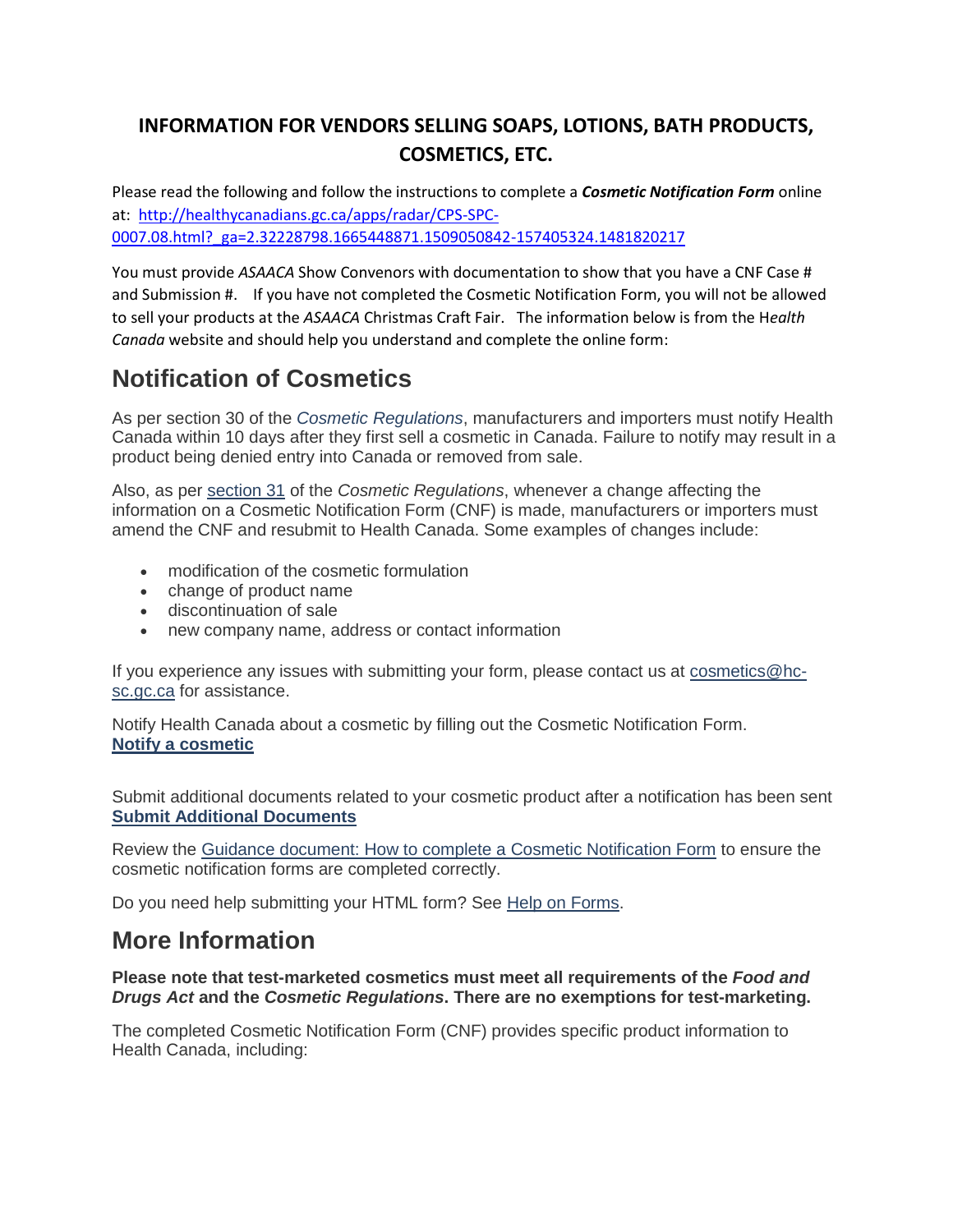# INFORMATION FOR VENDORS SELLING SOAPS, LOTIONS, BATH PRODUCTS, COSMETICS, ETC.

Please read the following and follow the instructions to complete a ***Cosmetic Notification Form*** online at: [http://healthycanadians.gc.ca/apps/radar/CPS-SPC-0007.08.html?_ga=2.32228798.1665448871.1509050842-157405324.1481820217](http://healthycanadians.gc.ca/apps/radar/CPS-SPC-0007.08.html?_ga=2.32228798.1665448871.1509050842-157405324.1481820217)

You must provide *ASAACA* Show Convenors with documentation to show that you have a CNF Case # and Submission #. If you have not completed the Cosmetic Notification Form, you will not be allowed to sell your products at the *ASAACA* Christmas Craft Fair. The information below is from the H*ealth Canada* website and should help you understand and complete the online form:

## Notification of Cosmetics

As per section 30 of the *Cosmetic Regulations*, manufacturers and importers must notify Health Canada within 10 days after they first sell a cosmetic in Canada. Failure to notify may result in a product being denied entry into Canada or removed from sale.

Also, as per section 31 of the *Cosmetic Regulations*, whenever a change affecting the information on a Cosmetic Notification Form (CNF) is made, manufacturers or importers must amend the CNF and resubmit to Health Canada. Some examples of changes include:

- modification of the cosmetic formulation
- change of product name
- discontinuation of sale
- new company name, address or contact information

If you experience any issues with submitting your form, please contact us at cosmetics@hc-sc.gc.ca for assistance.

Notify Health Canada about a cosmetic by filling out the Cosmetic Notification Form.
**Notify a cosmetic**

Submit additional documents related to your cosmetic product after a notification has been sent
**Submit Additional Documents**

Review the Guidance document: How to complete a Cosmetic Notification Form to ensure the cosmetic notification forms are completed correctly.

Do you need help submitting your HTML form? See Help on Forms.

## More Information

**Please note that test-marketed cosmetics must meet all requirements of the *Food and Drugs Act* and the *Cosmetic Regulations*. There are no exemptions for test-marketing.**

The completed Cosmetic Notification Form (CNF) provides specific product information to Health Canada, including: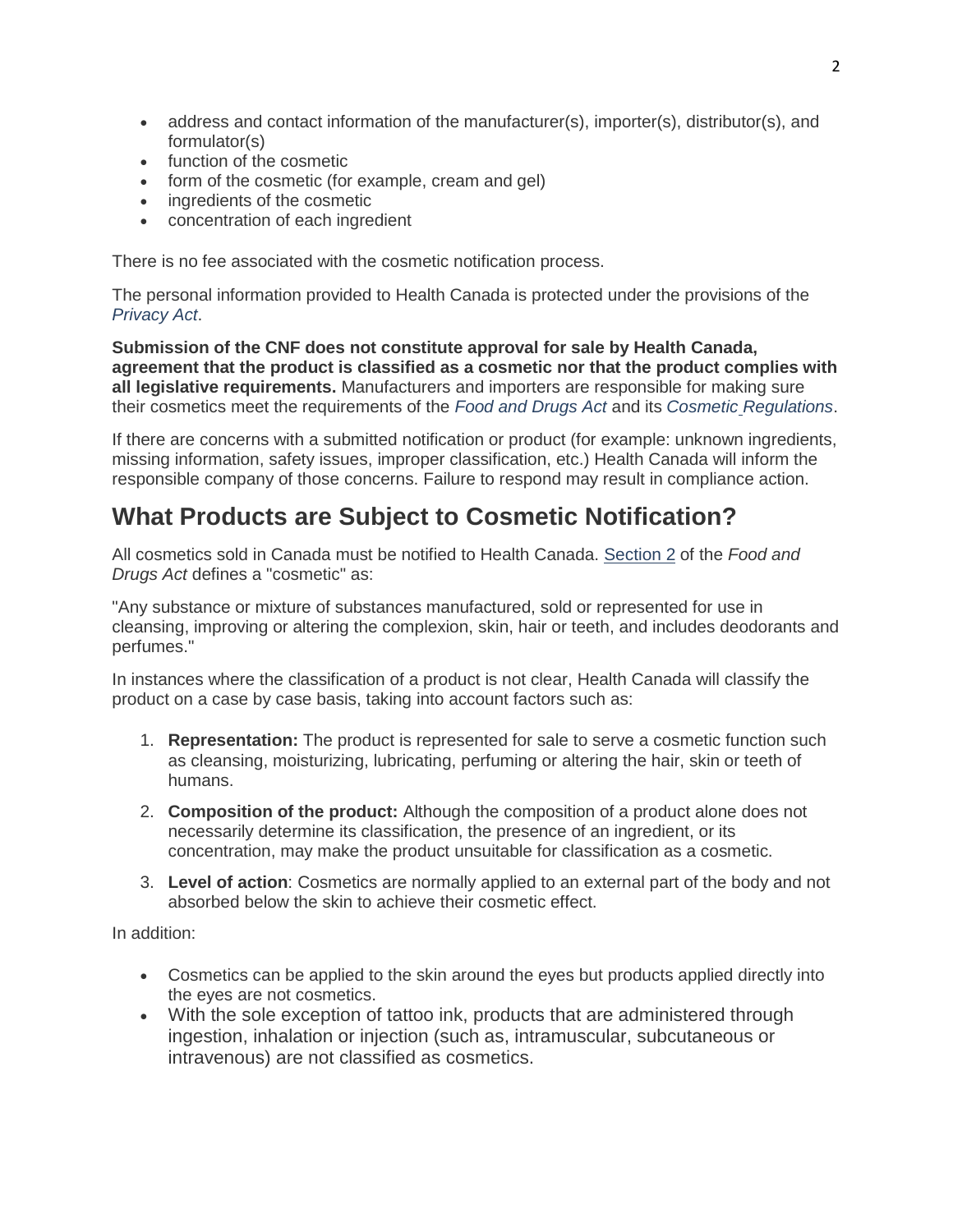- address and contact information of the manufacturer(s), importer(s), distributor(s), and formulator(s)
- function of the cosmetic
- form of the cosmetic (for example, cream and gel)
- ingredients of the cosmetic
- concentration of each ingredient

There is no fee associated with the cosmetic notification process.

The personal information provided to Health Canada is protected under the provisions of the *Privacy Act*.

**Submission of the CNF does not constitute approval for sale by Health Canada, agreement that the product is classified as a cosmetic nor that the product complies with all legislative requirements.** Manufacturers and importers are responsible for making sure their cosmetics meet the requirements of the *Food and Drugs Act* and its *Cosmetic Regulations*.

If there are concerns with a submitted notification or product (for example: unknown ingredients, missing information, safety issues, improper classification, etc.) Health Canada will inform the responsible company of those concerns. Failure to respond may result in compliance action.

## What Products are Subject to Cosmetic Notification?

All cosmetics sold in Canada must be notified to Health Canada. Section 2 of the *Food and Drugs Act* defines a "cosmetic" as:

"Any substance or mixture of substances manufactured, sold or represented for use in cleansing, improving or altering the complexion, skin, hair or teeth, and includes deodorants and perfumes."

In instances where the classification of a product is not clear, Health Canada will classify the product on a case by case basis, taking into account factors such as:

1. **Representation:** The product is represented for sale to serve a cosmetic function such as cleansing, moisturizing, lubricating, perfuming or altering the hair, skin or teeth of humans.
2. **Composition of the product:** Although the composition of a product alone does not necessarily determine its classification, the presence of an ingredient, or its concentration, may make the product unsuitable for classification as a cosmetic.
3. **Level of action**: Cosmetics are normally applied to an external part of the body and not absorbed below the skin to achieve their cosmetic effect.

In addition:

- Cosmetics can be applied to the skin around the eyes but products applied directly into the eyes are not cosmetics.
- With the sole exception of tattoo ink, products that are administered through ingestion, inhalation or injection (such as, intramuscular, subcutaneous or intravenous) are not classified as cosmetics.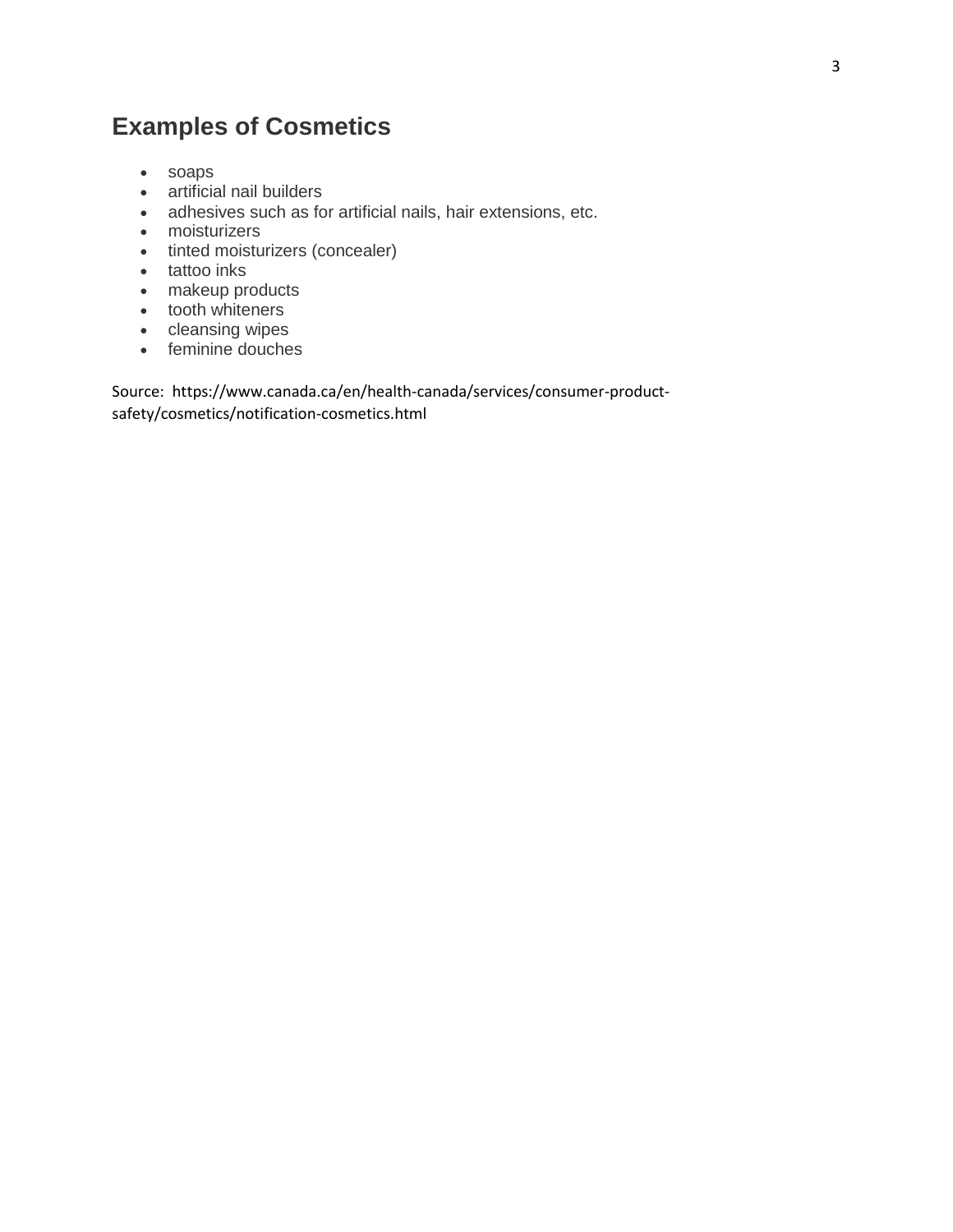## Examples of Cosmetics

- soaps
- artificial nail builders
- adhesives such as for artificial nails, hair extensions, etc.
- moisturizers
- tinted moisturizers (concealer)
- tattoo inks
- makeup products
- tooth whiteners
- cleansing wipes
- feminine douches

Source: https://www.canada.ca/en/health-canada/services/consumer-product-safety/cosmetics/notification-cosmetics.html